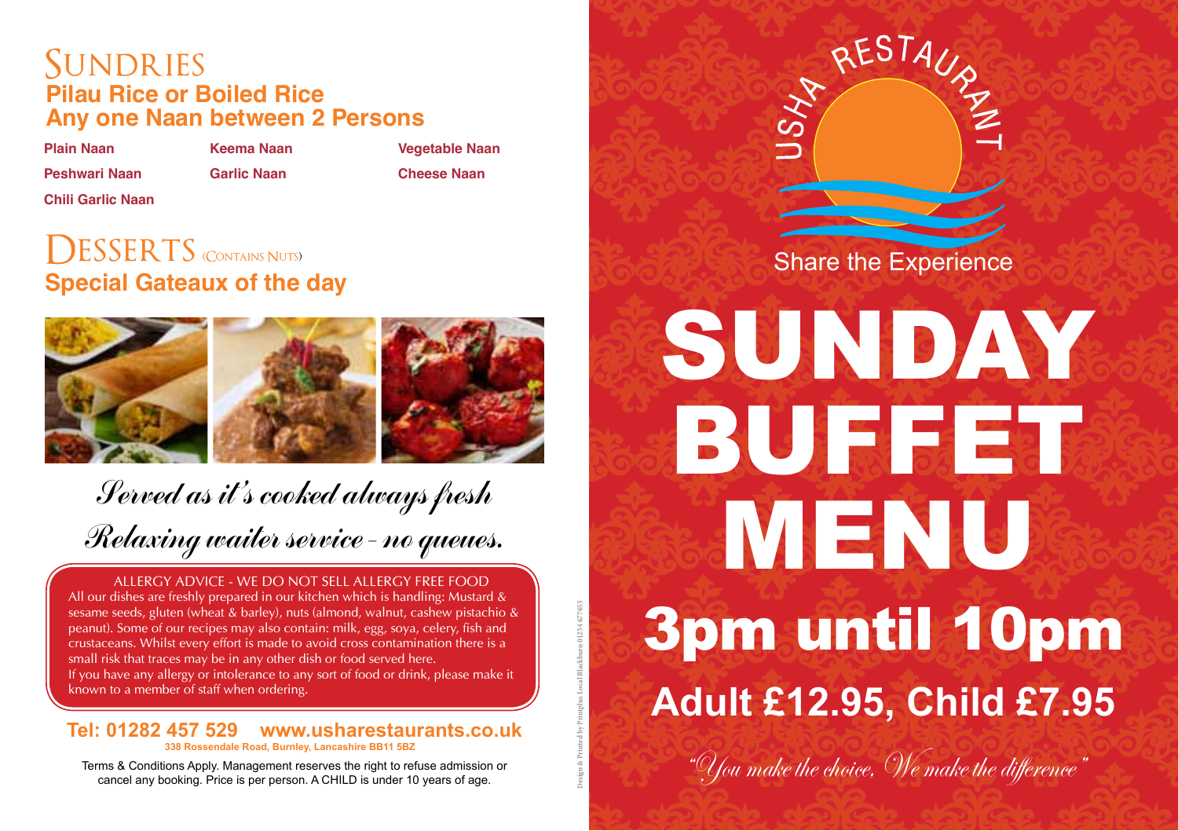# SUNDRIES

**Pilau Rice or Boiled Rice**
**Any one Naan between 2 Persons**

| | | |
|---|---|---|
| Plain Naan | Keema Naan | Vegetable Naan |
| Peshwari Naan | Garlic Naan | Cheese Naan |
| Chili Garlic Naan | | |

# DESSERTS (CONTAINS NUTS)

**Special Gateaux of the day**

*Served as it's cooked always fresh*

*Relaxing waiter service - no queues.*

ALLERGY ADVICE - WE DO NOT SELL ALLERGY FREE FOOD

All our dishes are freshly prepared in our kitchen which is handling: Mustard & sesame seeds, gluten (wheat & barley), nuts (almond, walnut, cashew pistachio & peanut). Some of our recipes may also contain: milk, egg, soya, celery, fish and crustaceans. Whilst every effort is made to avoid cross contamination there is a small risk that traces may be in any other dish or food served here.
If you have any allergy or intolerance to any sort of food or drink, please make it known to a member of staff when ordering.

**Tel: 01282 457 529 www.usharestaurants.co.uk**
**338 Rossendale Road, Burnley, Lancashire BB11 5BZ**

Terms & Conditions Apply. Management reserves the right to refuse admission or cancel any booking. Price is per person. A CHILD is under 10 years of age.

Design & Printed by Printplus Local Blackburn 01254 677655

USHA RESTAURANT

Share the Experience

# SUNDAY BUFFET MENU

## 3pm until 10pm

## Adult £12.95, Child £7.95

*"You make the choice, We make the difference"*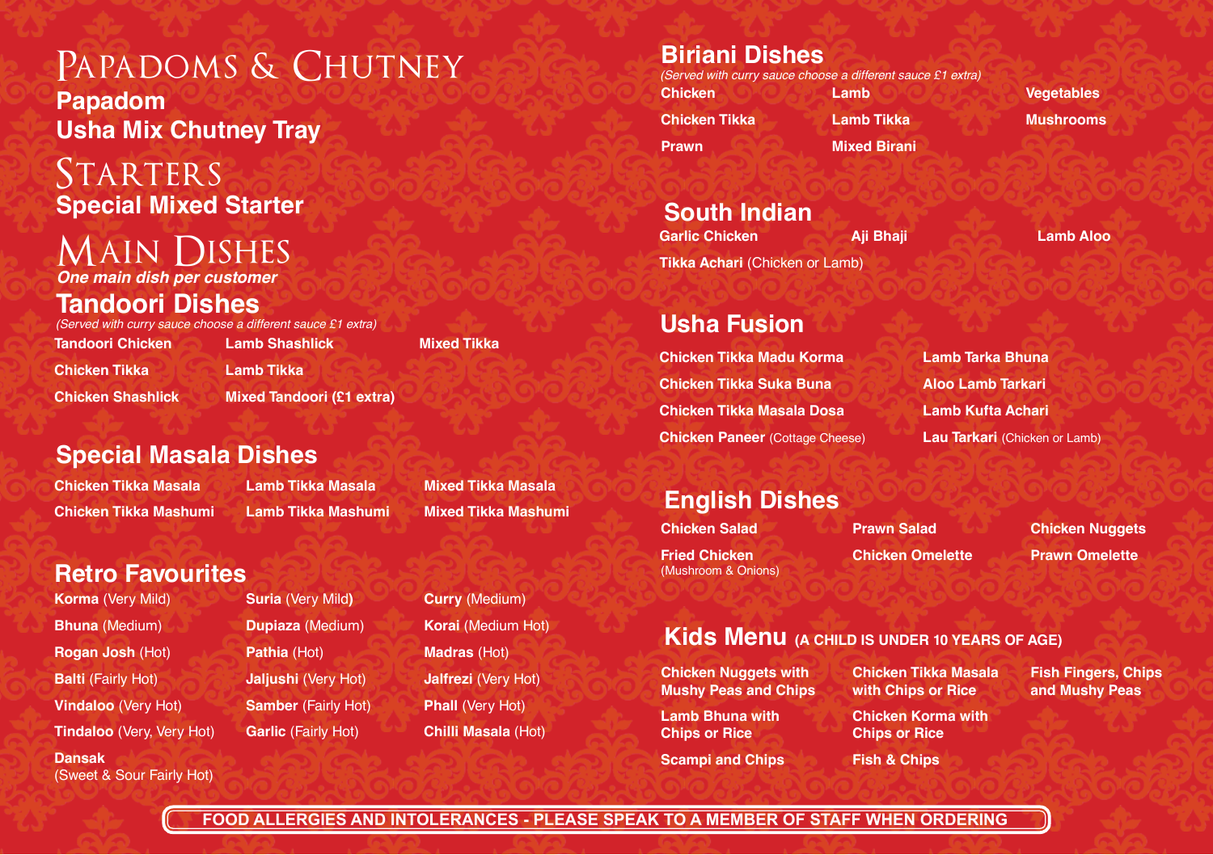# Papadoms & Chutney

**Papadom**

**Usha Mix Chutney Tray**

# Starters

**Special Mixed Starter**

# Main Dishes

***One main dish per customer***

## Tandoori Dishes

*(Served with curry sauce choose a different sauce £1 extra)*

- **Tandoori Chicken**
- **Chicken Tikka**
- **Chicken Shashlick**
- **Lamb Shashlick**
- **Lamb Tikka**
- **Mixed Tandoori (£1 extra)**
- **Mixed Tikka**

## Special Masala Dishes

- **Chicken Tikka Masala**
- **Chicken Tikka Mashumi**
- **Lamb Tikka Masala**
- **Lamb Tikka Mashumi**
- **Mixed Tikka Masala**
- **Mixed Tikka Mashumi**

## Retro Favourites

- **Korma** (Very Mild)
- **Bhuna** (Medium)
- **Rogan Josh** (Hot)
- **Balti** (Fairly Hot)
- **Vindaloo** (Very Hot)
- **Tindaloo** (Very, Very Hot)
- **Dansak** (Sweet & Sour Fairly Hot)
- **Suria** (Very Mild)
- **Dupiaza** (Medium)
- **Pathia** (Hot)
- **Jaljushi** (Very Hot)
- **Samber** (Fairly Hot)
- **Garlic** (Fairly Hot)
- **Curry** (Medium)
- **Korai** (Medium Hot)
- **Madras** (Hot)
- **Jalfrezi** (Very Hot)
- **Phall** (Very Hot)
- **Chilli Masala** (Hot)

## Biriani Dishes

*(Served with curry sauce choose a different sauce £1 extra)*

- **Chicken**
- **Chicken Tikka**
- **Prawn**
- **Lamb**
- **Lamb Tikka**
- **Mixed Birani**
- **Vegetables**
- **Mushrooms**

## South Indian

- **Garlic Chicken**
- **Aji Bhaji**
- **Lamb Aloo**
- **Tikka Achari** (Chicken or Lamb)

## Usha Fusion

- **Chicken Tikka Madu Korma**
- **Chicken Tikka Suka Buna**
- **Chicken Tikka Masala Dosa**
- **Chicken Paneer** (Cottage Cheese)
- **Lamb Tarka Bhuna**
- **Aloo Lamb Tarkari**
- **Lamb Kufta Achari**
- **Lau Tarkari** (Chicken or Lamb)

## English Dishes

- **Chicken Salad**
- **Fried Chicken** (Mushroom & Onions)
- **Prawn Salad**
- **Chicken Omelette**
- **Chicken Nuggets**
- **Prawn Omelette**

## Kids Menu (A CHILD IS UNDER 10 YEARS OF AGE)

- **Chicken Nuggets with Mushy Peas and Chips**
- **Lamb Bhuna with Chips or Rice**
- **Scampi and Chips**
- **Chicken Tikka Masala with Chips or Rice**
- **Chicken Korma with Chips or Rice**
- **Fish & Chips**
- **Fish Fingers, Chips and Mushy Peas**

**FOOD ALLERGIES AND INTOLERANCES - PLEASE SPEAK TO A MEMBER OF STAFF WHEN ORDERING**